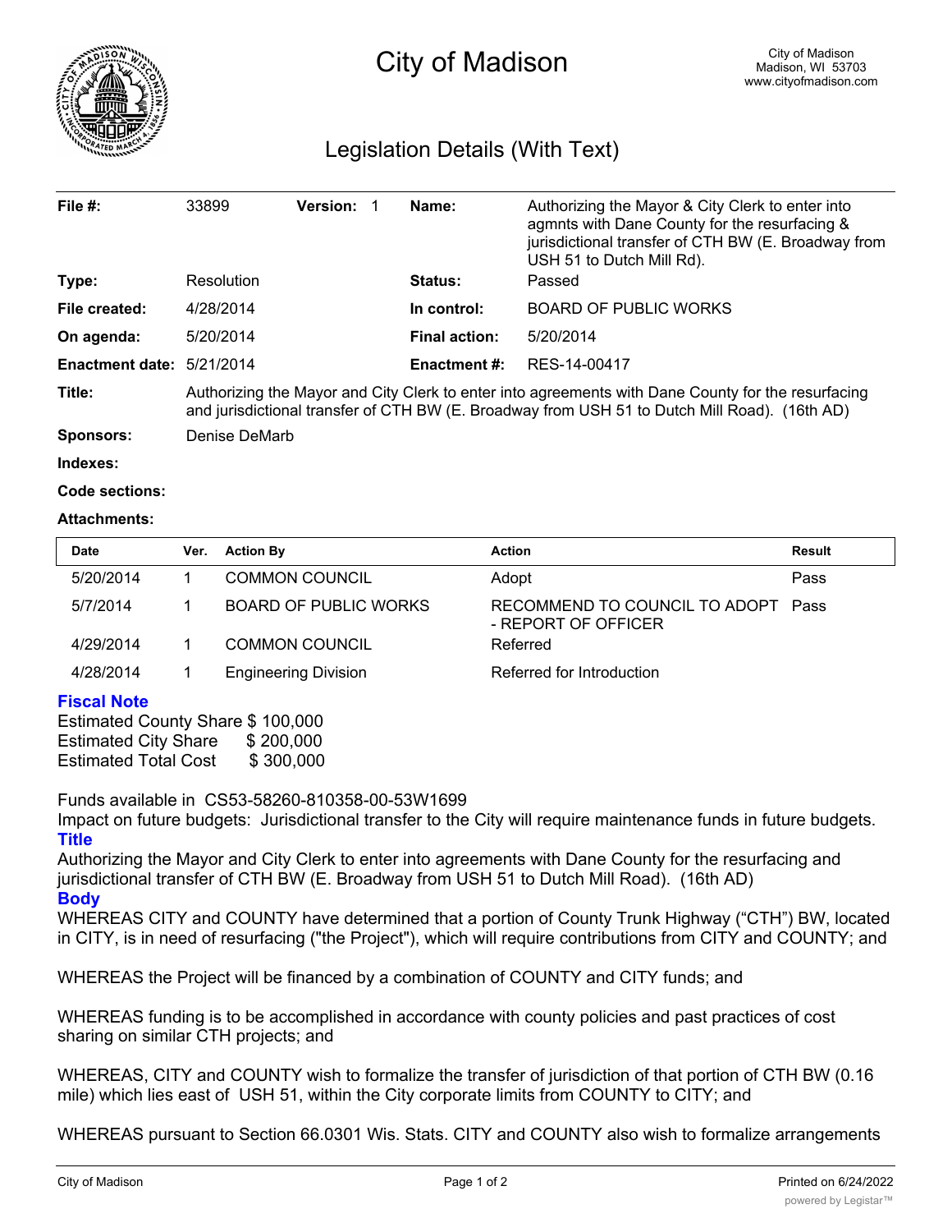# City of Madison

City of Madison
Madison, WI 53703
www.cityofmadison.com

## Legislation Details (With Text)

| | | | |
|---|---|---|---|
| **File #:** | 33899 **Version:** 1 | **Name:** | Authorizing the Mayor & City Clerk to enter into agmnts with Dane County for the resurfacing & jurisdictional transfer of CTH BW (E. Broadway from USH 51 to Dutch Mill Rd). |
| **Type:** | Resolution | **Status:** | Passed |
| **File created:** | 4/28/2014 | **In control:** | BOARD OF PUBLIC WORKS |
| **On agenda:** | 5/20/2014 | **Final action:** | 5/20/2014 |
| **Enactment date:** | 5/21/2014 | **Enactment #:** | RES-14-00417 |

**Title:** Authorizing the Mayor and City Clerk to enter into agreements with Dane County for the resurfacing and jurisdictional transfer of CTH BW (E. Broadway from USH 51 to Dutch Mill Road). (16th AD)

**Sponsors:** Denise DeMarb

**Indexes:**

**Code sections:**

**Attachments:**

| Date | Ver. | Action By | Action | Result |
|---|---|---|---|---|
| 5/20/2014 | 1 | COMMON COUNCIL | Adopt | Pass |
| 5/7/2014 | 1 | BOARD OF PUBLIC WORKS | RECOMMEND TO COUNCIL TO ADOPT - REPORT OF OFFICER | Pass |
| 4/29/2014 | 1 | COMMON COUNCIL | Referred | |
| 4/28/2014 | 1 | Engineering Division | Referred for Introduction | |

### Fiscal Note

Estimated County Share $ 100,000
Estimated City Share $ 200,000
Estimated Total Cost $ 300,000

Funds available in CS53-58260-810358-00-53W1699

Impact on future budgets: Jurisdictional transfer to the City will require maintenance funds in future budgets.

### Title

Authorizing the Mayor and City Clerk to enter into agreements with Dane County for the resurfacing and jurisdictional transfer of CTH BW (E. Broadway from USH 51 to Dutch Mill Road). (16th AD)

### Body

WHEREAS CITY and COUNTY have determined that a portion of County Trunk Highway ("CTH") BW, located in CITY, is in need of resurfacing ("the Project"), which will require contributions from CITY and COUNTY; and

WHEREAS the Project will be financed by a combination of COUNTY and CITY funds; and

WHEREAS funding is to be accomplished in accordance with county policies and past practices of cost sharing on similar CTH projects; and

WHEREAS, CITY and COUNTY wish to formalize the transfer of jurisdiction of that portion of CTH BW (0.16 mile) which lies east of USH 51, within the City corporate limits from COUNTY to CITY; and

WHEREAS pursuant to Section 66.0301 Wis. Stats. CITY and COUNTY also wish to formalize arrangements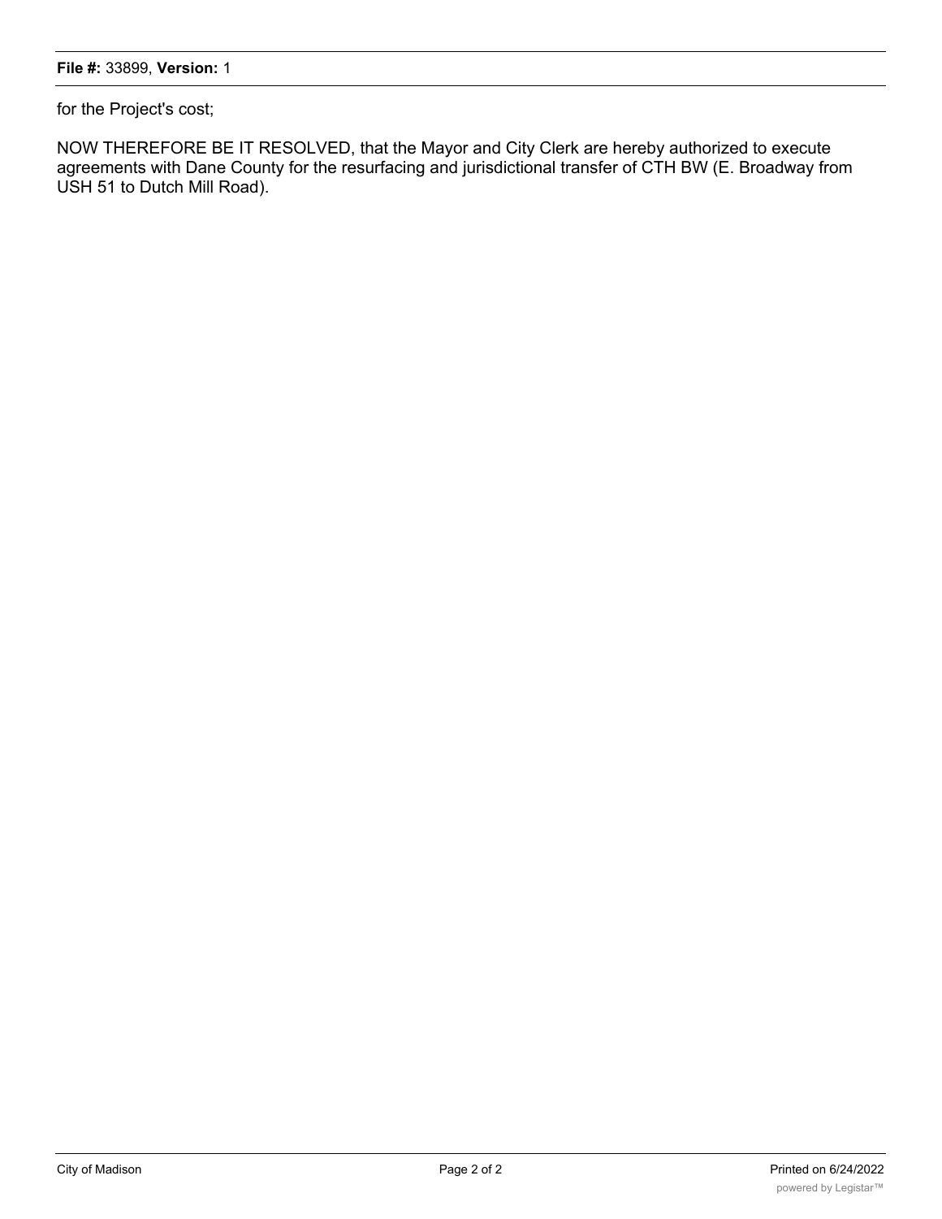for the Project's cost;

NOW THEREFORE BE IT RESOLVED, that the Mayor and City Clerk are hereby authorized to execute agreements with Dane County for the resurfacing and jurisdictional transfer of CTH BW (E. Broadway from USH 51 to Dutch Mill Road).